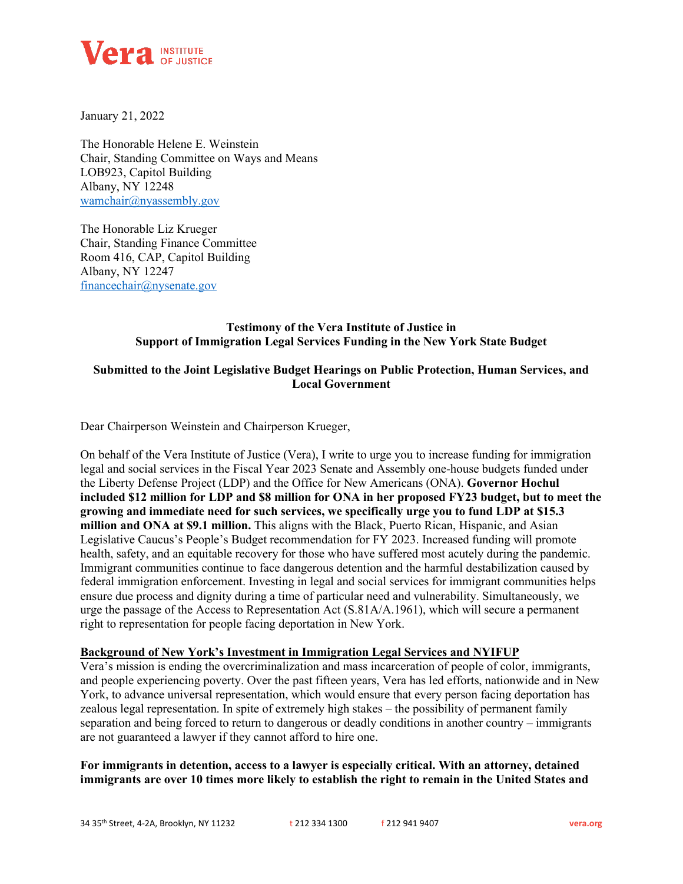Vera INSTITUTE OF JUSTICE

January 21, 2022

The Honorable Helene E. Weinstein
Chair, Standing Committee on Ways and Means
LOB923, Capitol Building
Albany, NY 12248
wamchair@nyassembly.gov

The Honorable Liz Krueger
Chair, Standing Finance Committee
Room 416, CAP, Capitol Building
Albany, NY 12247
financechair@nysenate.gov

**Testimony of the Vera Institute of Justice in Support of Immigration Legal Services Funding in the New York State Budget**

**Submitted to the Joint Legislative Budget Hearings on Public Protection, Human Services, and Local Government**

Dear Chairperson Weinstein and Chairperson Krueger,

On behalf of the Vera Institute of Justice (Vera), I write to urge you to increase funding for immigration legal and social services in the Fiscal Year 2023 Senate and Assembly one-house budgets funded under the Liberty Defense Project (LDP) and the Office for New Americans (ONA). **Governor Hochul included $12 million for LDP and $8 million for ONA in her proposed FY23 budget, but to meet the growing and immediate need for such services, we specifically urge you to fund LDP at $15.3 million and ONA at $9.1 million.** This aligns with the Black, Puerto Rican, Hispanic, and Asian Legislative Caucus's People's Budget recommendation for FY 2023. Increased funding will promote health, safety, and an equitable recovery for those who have suffered most acutely during the pandemic. Immigrant communities continue to face dangerous detention and the harmful destabilization caused by federal immigration enforcement. Investing in legal and social services for immigrant communities helps ensure due process and dignity during a time of particular need and vulnerability. Simultaneously, we urge the passage of the Access to Representation Act (S.81A/A.1961), which will secure a permanent right to representation for people facing deportation in New York.

**Background of New York's Investment in Immigration Legal Services and NYIFUP**

Vera's mission is ending the overcriminalization and mass incarceration of people of color, immigrants, and people experiencing poverty. Over the past fifteen years, Vera has led efforts, nationwide and in New York, to advance universal representation, which would ensure that every person facing deportation has zealous legal representation. In spite of extremely high stakes – the possibility of permanent family separation and being forced to return to dangerous or deadly conditions in another country – immigrants are not guaranteed a lawyer if they cannot afford to hire one.

**For immigrants in detention, access to a lawyer is especially critical. With an attorney, detained immigrants are over 10 times more likely to establish the right to remain in the United States and**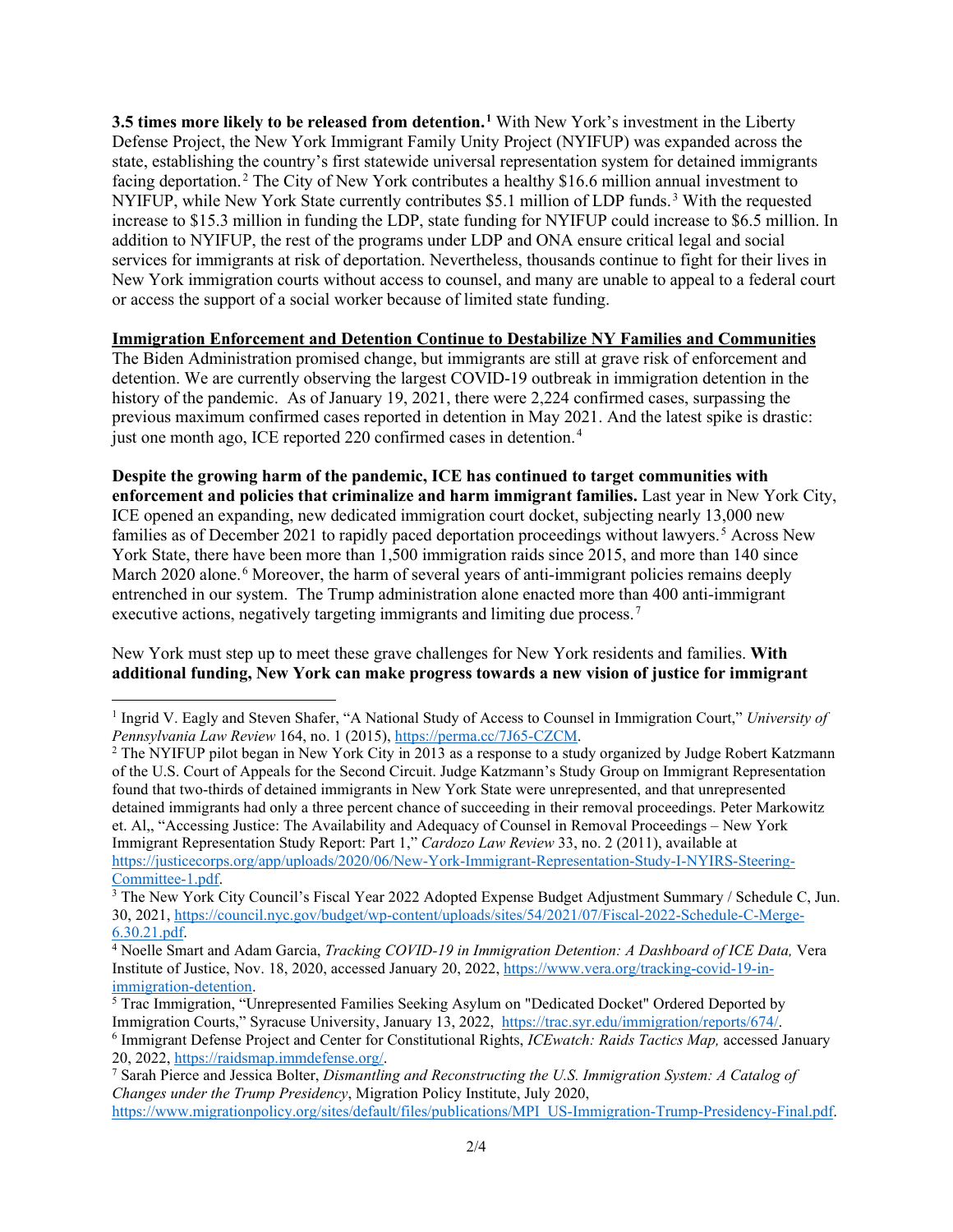**3.5 times more likely to be released from detention.**[1] With New York's investment in the Liberty Defense Project, the New York Immigrant Family Unity Project (NYIFUP) was expanded across the state, establishing the country's first statewide universal representation system for detained immigrants facing deportation.[2] The City of New York contributes a healthy $16.6 million annual investment to NYIFUP, while New York State currently contributes $5.1 million of LDP funds.[3] With the requested increase to $15.3 million in funding the LDP, state funding for NYIFUP could increase to $6.5 million. In addition to NYIFUP, the rest of the programs under LDP and ONA ensure critical legal and social services for immigrants at risk of deportation. Nevertheless, thousands continue to fight for their lives in New York immigration courts without access to counsel, and many are unable to appeal to a federal court or access the support of a social worker because of limited state funding.

**<u>Immigration Enforcement and Detention Continue to Destabilize NY Families and Communities</u>**

The Biden Administration promised change, but immigrants are still at grave risk of enforcement and detention. We are currently observing the largest COVID-19 outbreak in immigration detention in the history of the pandemic. As of January 19, 2021, there were 2,224 confirmed cases, surpassing the previous maximum confirmed cases reported in detention in May 2021. And the latest spike is drastic: just one month ago, ICE reported 220 confirmed cases in detention.[4]

**Despite the growing harm of the pandemic, ICE has continued to target communities with enforcement and policies that criminalize and harm immigrant families.** Last year in New York City, ICE opened an expanding, new dedicated immigration court docket, subjecting nearly 13,000 new families as of December 2021 to rapidly paced deportation proceedings without lawyers.[5] Across New York State, there have been more than 1,500 immigration raids since 2015, and more than 140 since March 2020 alone.[6] Moreover, the harm of several years of anti-immigrant policies remains deeply entrenched in our system. The Trump administration alone enacted more than 400 anti-immigrant executive actions, negatively targeting immigrants and limiting due process.[7]

New York must step up to meet these grave challenges for New York residents and families. **With additional funding, New York can make progress towards a new vision of justice for immigrant**

---

[1] Ingrid V. Eagly and Steven Shafer, "A National Study of Access to Counsel in Immigration Court," *University of Pennsylvania Law Review* 164, no. 1 (2015), https://perma.cc/7J65-CZCM.

[2] The NYIFUP pilot began in New York City in 2013 as a response to a study organized by Judge Robert Katzmann of the U.S. Court of Appeals for the Second Circuit. Judge Katzmann's Study Group on Immigrant Representation found that two-thirds of detained immigrants in New York State were unrepresented, and that unrepresented detained immigrants had only a three percent chance of succeeding in their removal proceedings. Peter Markowitz et. Al,, "Accessing Justice: The Availability and Adequacy of Counsel in Removal Proceedings – New York Immigrant Representation Study Report: Part 1," *Cardozo Law Review* 33, no. 2 (2011), available at https://justicecorps.org/app/uploads/2020/06/New-York-Immigrant-Representation-Study-I-NYIRS-Steering-Committee-1.pdf.

[3] The New York City Council's Fiscal Year 2022 Adopted Expense Budget Adjustment Summary / Schedule C, Jun. 30, 2021, https://council.nyc.gov/budget/wp-content/uploads/sites/54/2021/07/Fiscal-2022-Schedule-C-Merge-6.30.21.pdf.

[4] Noelle Smart and Adam Garcia, *Tracking COVID-19 in Immigration Detention: A Dashboard of ICE Data,* Vera Institute of Justice, Nov. 18, 2020, accessed January 20, 2022, https://www.vera.org/tracking-covid-19-in-immigration-detention.

[5] Trac Immigration, "Unrepresented Families Seeking Asylum on "Dedicated Docket" Ordered Deported by Immigration Courts," Syracuse University, January 13, 2022, https://trac.syr.edu/immigration/reports/674/.

[6] Immigrant Defense Project and Center for Constitutional Rights, *ICEwatch: Raids Tactics Map,* accessed January 20, 2022, https://raidsmap.immdefense.org/.

[7] Sarah Pierce and Jessica Bolter, *Dismantling and Reconstructing the U.S. Immigration System: A Catalog of Changes under the Trump Presidency*, Migration Policy Institute, July 2020, https://www.migrationpolicy.org/sites/default/files/publications/MPI_US-Immigration-Trump-Presidency-Final.pdf.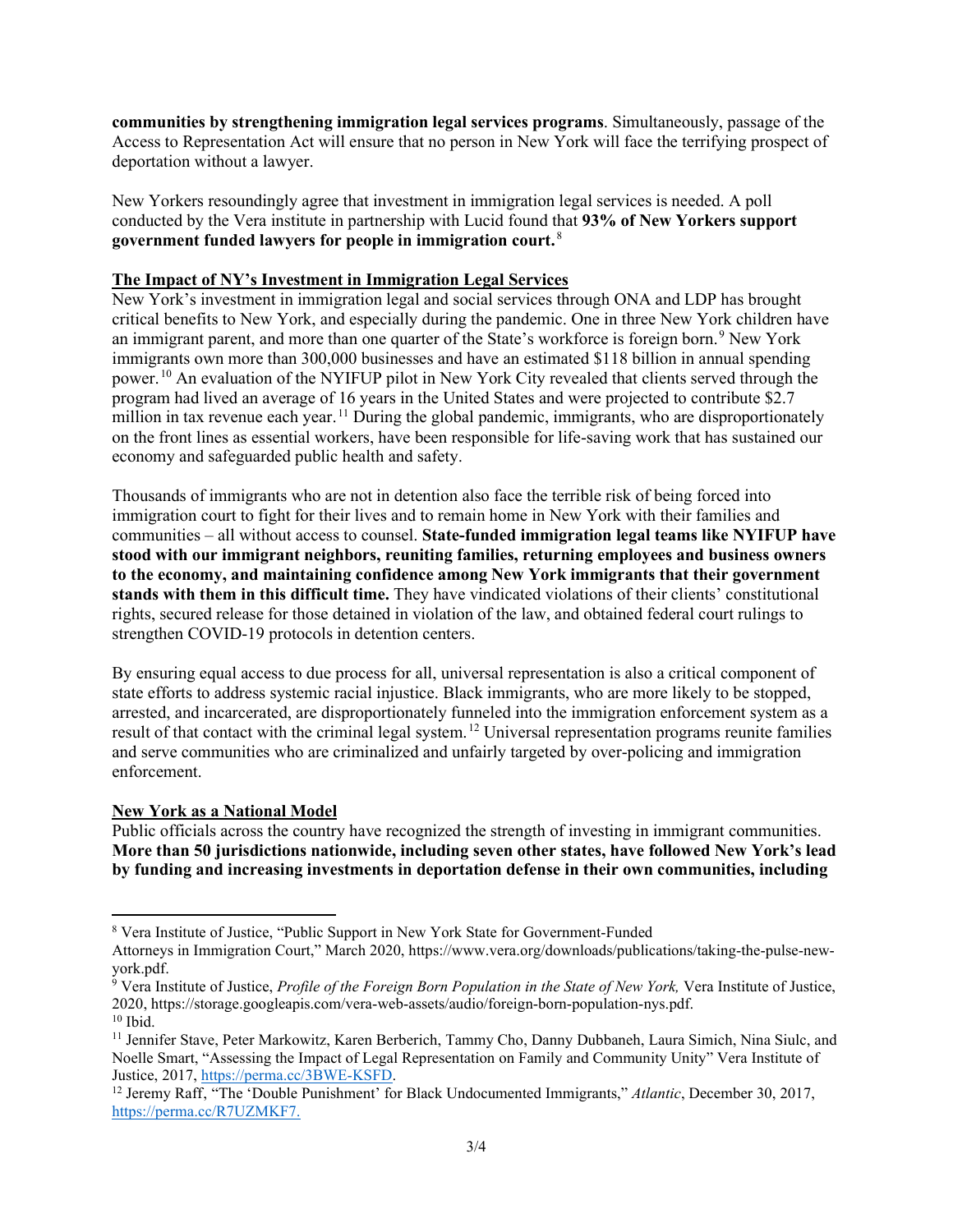**communities by strengthening immigration legal services programs**. Simultaneously, passage of the Access to Representation Act will ensure that no person in New York will face the terrifying prospect of deportation without a lawyer.

New Yorkers resoundingly agree that investment in immigration legal services is needed. A poll conducted by the Vera institute in partnership with Lucid found that **93% of New Yorkers support government funded lawyers for people in immigration court.**[8]

## The Impact of NY's Investment in Immigration Legal Services

New York's investment in immigration legal and social services through ONA and LDP has brought critical benefits to New York, and especially during the pandemic. One in three New York children have an immigrant parent, and more than one quarter of the State's workforce is foreign born.[9] New York immigrants own more than 300,000 businesses and have an estimated $118 billion in annual spending power.[10] An evaluation of the NYIFUP pilot in New York City revealed that clients served through the program had lived an average of 16 years in the United States and were projected to contribute $2.7 million in tax revenue each year.[11] During the global pandemic, immigrants, who are disproportionately on the front lines as essential workers, have been responsible for life-saving work that has sustained our economy and safeguarded public health and safety.

Thousands of immigrants who are not in detention also face the terrible risk of being forced into immigration court to fight for their lives and to remain home in New York with their families and communities – all without access to counsel. **State-funded immigration legal teams like NYIFUP have stood with our immigrant neighbors, reuniting families, returning employees and business owners to the economy, and maintaining confidence among New York immigrants that their government stands with them in this difficult time.** They have vindicated violations of their clients' constitutional rights, secured release for those detained in violation of the law, and obtained federal court rulings to strengthen COVID-19 protocols in detention centers.

By ensuring equal access to due process for all, universal representation is also a critical component of state efforts to address systemic racial injustice. Black immigrants, who are more likely to be stopped, arrested, and incarcerated, are disproportionately funneled into the immigration enforcement system as a result of that contact with the criminal legal system.[12] Universal representation programs reunite families and serve communities who are criminalized and unfairly targeted by over-policing and immigration enforcement.

## New York as a National Model

Public officials across the country have recognized the strength of investing in immigrant communities. **More than 50 jurisdictions nationwide, including seven other states, have followed New York's lead by funding and increasing investments in deportation defense in their own communities, including**

---

[8] Vera Institute of Justice, "Public Support in New York State for Government-Funded Attorneys in Immigration Court," March 2020, https://www.vera.org/downloads/publications/taking-the-pulse-new-york.pdf.

[9] Vera Institute of Justice, *Profile of the Foreign Born Population in the State of New York,* Vera Institute of Justice, 2020, https://storage.googleapis.com/vera-web-assets/audio/foreign-born-population-nys.pdf.

[10] Ibid.

[11] Jennifer Stave, Peter Markowitz, Karen Berberich, Tammy Cho, Danny Dubbaneh, Laura Simich, Nina Siulc, and Noelle Smart, "Assessing the Impact of Legal Representation on Family and Community Unity" Vera Institute of Justice, 2017, https://perma.cc/3BWE-KSFD.

[12] Jeremy Raff, "The 'Double Punishment' for Black Undocumented Immigrants," *Atlantic*, December 30, 2017, https://perma.cc/R7UZMKF7.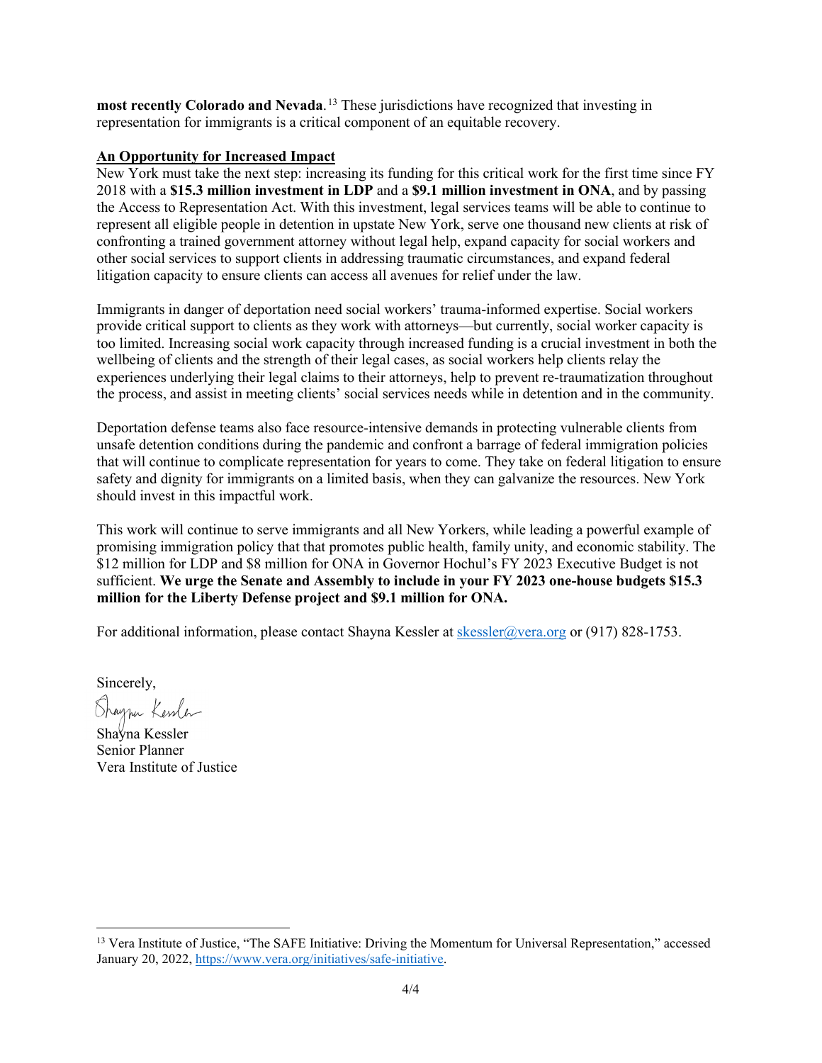**most recently Colorado and Nevada**.[13] These jurisdictions have recognized that investing in representation for immigrants is a critical component of an equitable recovery.

**An Opportunity for Increased Impact**

New York must take the next step: increasing its funding for this critical work for the first time since FY 2018 with a **$15.3 million investment in LDP** and a **$9.1 million investment in ONA**, and by passing the Access to Representation Act. With this investment, legal services teams will be able to continue to represent all eligible people in detention in upstate New York, serve one thousand new clients at risk of confronting a trained government attorney without legal help, expand capacity for social workers and other social services to support clients in addressing traumatic circumstances, and expand federal litigation capacity to ensure clients can access all avenues for relief under the law.

Immigrants in danger of deportation need social workers' trauma-informed expertise. Social workers provide critical support to clients as they work with attorneys—but currently, social worker capacity is too limited. Increasing social work capacity through increased funding is a crucial investment in both the wellbeing of clients and the strength of their legal cases, as social workers help clients relay the experiences underlying their legal claims to their attorneys, help to prevent re-traumatization throughout the process, and assist in meeting clients' social services needs while in detention and in the community.

Deportation defense teams also face resource-intensive demands in protecting vulnerable clients from unsafe detention conditions during the pandemic and confront a barrage of federal immigration policies that will continue to complicate representation for years to come. They take on federal litigation to ensure safety and dignity for immigrants on a limited basis, when they can galvanize the resources. New York should invest in this impactful work.

This work will continue to serve immigrants and all New Yorkers, while leading a powerful example of promising immigration policy that that promotes public health, family unity, and economic stability. The $12 million for LDP and $8 million for ONA in Governor Hochul's FY 2023 Executive Budget is not sufficient. **We urge the Senate and Assembly to include in your FY 2023 one-house budgets $15.3 million for the Liberty Defense project and $9.1 million for ONA.**

For additional information, please contact Shayna Kessler at skessler@vera.org or (917) 828-1753.

Sincerely,

Shayna Kessler
Senior Planner
Vera Institute of Justice

---

[13] Vera Institute of Justice, "The SAFE Initiative: Driving the Momentum for Universal Representation," accessed January 20, 2022, https://www.vera.org/initiatives/safe-initiative.